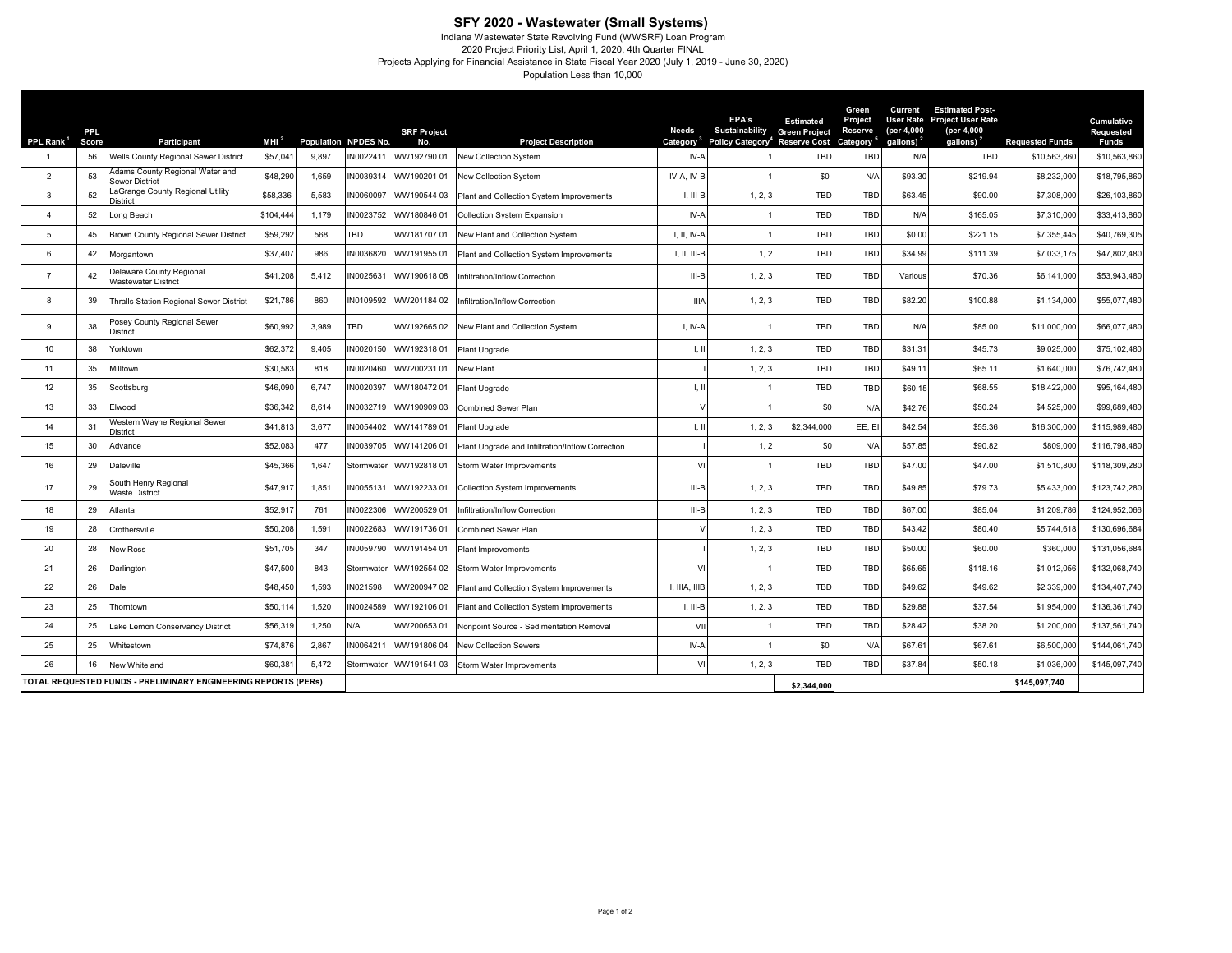# SFY 2020 - Wastewater (Small Systems)

Indiana Wastewater State Revolving Fund (WWSRF) Loan Program
2020 Project Priority List, April 1, 2020, 4th Quarter FINAL
Projects Applying for Financial Assistance in State Fiscal Year 2020 (July 1, 2019 - June 30, 2020)
Population Less than 10,000

| PPL Rank [1] | PPL Score | Participant | MHI [2] | Population | NPDES No. | SRF Project No. | Project Description | Needs Category [3] | EPA's Sustainability Policy Category [4] | Estimated Green Project Reserve Cost | Green Project Reserve Category [5] | Current User Rate (per 4,000 gallons) [2] | Estimated Post-Project User Rate (per 4,000 gallons) [2] | Requested Funds | Cumulative Requested Funds |
|---|---|---|---|---|---|---|---|---|---|---|---|---|---|---|---|
| 1 | 56 | Wells County Regional Sewer District | $57,041 | 9,897 | IN0022411 | WW192790 01 | New Collection System | IV-A | 1 | TBD | TBD | N/A | TBD | $10,563,860 | $10,563,860 |
| 2 | 53 | Adams County Regional Water and Sewer District | $48,290 | 1,659 | IN0039314 | WW190201 01 | New Collection System | IV-A, IV-B | 1 | $0 | N/A | $93.30 | $219.94 | $8,232,000 | $18,795,860 |
| 3 | 52 | LaGrange County Regional Utility District | $58,336 | 5,583 | IN0060097 | WW190544 03 | Plant and Collection System Improvements | I, III-B | 1, 2, 3 | TBD | TBD | $63.45 | $90.00 | $7,308,000 | $26,103,860 |
| 4 | 52 | Long Beach | $104,444 | 1,179 | IN0023752 | WW180846 01 | Collection System Expansion | IV-A | 1 | TBD | TBD | N/A | $165.05 | $7,310,000 | $33,413,860 |
| 5 | 45 | Brown County Regional Sewer District | $59,292 | 568 | TBD | WW181707 01 | New Plant and Collection System | I, II, IV-A | 1 | TBD | TBD | $0.00 | $221.15 | $7,355,445 | $40,769,305 |
| 6 | 42 | Morgantown | $37,407 | 986 | IN0036820 | WW191955 01 | Plant and Collection System Improvements | I, II, III-B | 1, 2 | TBD | TBD | $34.99 | $111.39 | $7,033,175 | $47,802,480 |
| 7 | 42 | Delaware County Regional Wastewater District | $41,208 | 5,412 | IN0025631 | WW190618 08 | Infiltration/Inflow Correction | III-B | 1, 2, 3 | TBD | TBD | Various | $70.36 | $6,141,000 | $53,943,480 |
| 8 | 39 | Thralls Station Regional Sewer District | $21,786 | 860 | IN0109592 | WW201184 02 | Infiltration/Inflow Correction | IIIA | 1, 2, 3 | TBD | TBD | $82.20 | $100.88 | $1,134,000 | $55,077,480 |
| 9 | 38 | Posey County Regional Sewer District | $60,992 | 3,989 | TBD | WW192665 02 | New Plant and Collection System | I, IV-A | 1 | TBD | TBD | N/A | $85.00 | $11,000,000 | $66,077,480 |
| 10 | 38 | Yorktown | $62,372 | 9,405 | IN0020150 | WW192318 01 | Plant Upgrade | I, II | 1, 2, 3 | TBD | TBD | $31.31 | $45.73 | $9,025,000 | $75,102,480 |
| 11 | 35 | Milltown | $30,583 | 818 | IN0020460 | WW200231 01 | New Plant | I | 1, 2, 3 | TBD | TBD | $49.11 | $65.11 | $1,640,000 | $76,742,480 |
| 12 | 35 | Scottsburg | $46,090 | 6,747 | IN0020397 | WW180472 01 | Plant Upgrade | I, II | 1 | TBD | TBD | $60.15 | $68.55 | $18,422,000 | $95,164,480 |
| 13 | 33 | Elwood | $36,342 | 8,614 | IN0032719 | WW190909 03 | Combined Sewer Plan | V | 1 | $0 | N/A | $42.76 | $50.24 | $4,525,000 | $99,689,480 |
| 14 | 31 | Western Wayne Regional Sewer District | $41,813 | 3,677 | IN0054402 | WW141789 01 | Plant Upgrade | I, II | 1, 2, 3 | $2,344,000 | EE, EI | $42.54 | $55.36 | $16,300,000 | $115,989,480 |
| 15 | 30 | Advance | $52,083 | 477 | IN0039705 | WW141206 01 | Plant Upgrade and Infiltration/Inflow Correction | I | 1, 2 | $0 | N/A | $57.85 | $90.82 | $809,000 | $116,798,480 |
| 16 | 29 | Daleville | $45,366 | 1,647 | Stormwater | WW192818 01 | Storm Water Improvements | VI | 1 | TBD | TBD | $47.00 | $47.00 | $1,510,800 | $118,309,280 |
| 17 | 29 | South Henry Regional Waste District | $47,917 | 1,851 | IN0055131 | WW192233 01 | Collection System Improvements | III-B | 1, 2, 3 | TBD | TBD | $49.85 | $79.73 | $5,433,000 | $123,742,280 |
| 18 | 29 | Atlanta | $52,917 | 761 | IN0022306 | WW200529 01 | Infiltration/Inflow Correction | III-B | 1, 2, 3 | TBD | TBD | $67.00 | $85.04 | $1,209,786 | $124,952,066 |
| 19 | 28 | Crothersville | $50,208 | 1,591 | IN0022683 | WW191736 01 | Combined Sewer Plan | V | 1, 2, 3 | TBD | TBD | $43.42 | $80.40 | $5,744,618 | $130,696,684 |
| 20 | 28 | New Ross | $51,705 | 347 | IN0059790 | WW191454 01 | Plant Improvements | I | 1, 2, 3 | TBD | TBD | $50.00 | $60.00 | $360,000 | $131,056,684 |
| 21 | 26 | Darlington | $47,500 | 843 | Stormwater | WW192554 02 | Storm Water Improvements | VI | 1 | TBD | TBD | $65.65 | $118.16 | $1,012,056 | $132,068,740 |
| 22 | 26 | Dale | $48,450 | 1,593 | IN021598 | WW200947 02 | Plant and Collection System Improvements | I, IIIA, IIIB | 1, 2, 3 | TBD | TBD | $49.62 | $49.62 | $2,339,000 | $134,407,740 |
| 23 | 25 | Thorntown | $50,114 | 1,520 | IN0024589 | WW192106 01 | Plant and Collection System Improvements | I, III-B | 1, 2, 3 | TBD | TBD | $29.88 | $37.54 | $1,954,000 | $136,361,740 |
| 24 | 25 | Lake Lemon Conservancy District | $56,319 | 1,250 | N/A | WW200653 01 | Nonpoint Source - Sedimentation Removal | VII | 1 | TBD | TBD | $28.42 | $38.20 | $1,200,000 | $137,561,740 |
| 25 | 25 | Whitestown | $74,876 | 2,867 | IN0064211 | WW191806 04 | New Collection Sewers | IV-A | 1 | $0 | N/A | $67.61 | $67.61 | $6,500,000 | $144,061,740 |
| 26 | 16 | New Whiteland | $60,381 | 5,472 | Stormwater | WW191541 03 | Storm Water Improvements | VI | 1, 2, 3 | TBD | TBD | $37.84 | $50.18 | $1,036,000 | $145,097,740 |
| TOTAL REQUESTED FUNDS - PRELIMINARY ENGINEERING REPORTS (PERs) | | | | | | | | | | $2,344,000 | | | | $145,097,740 | |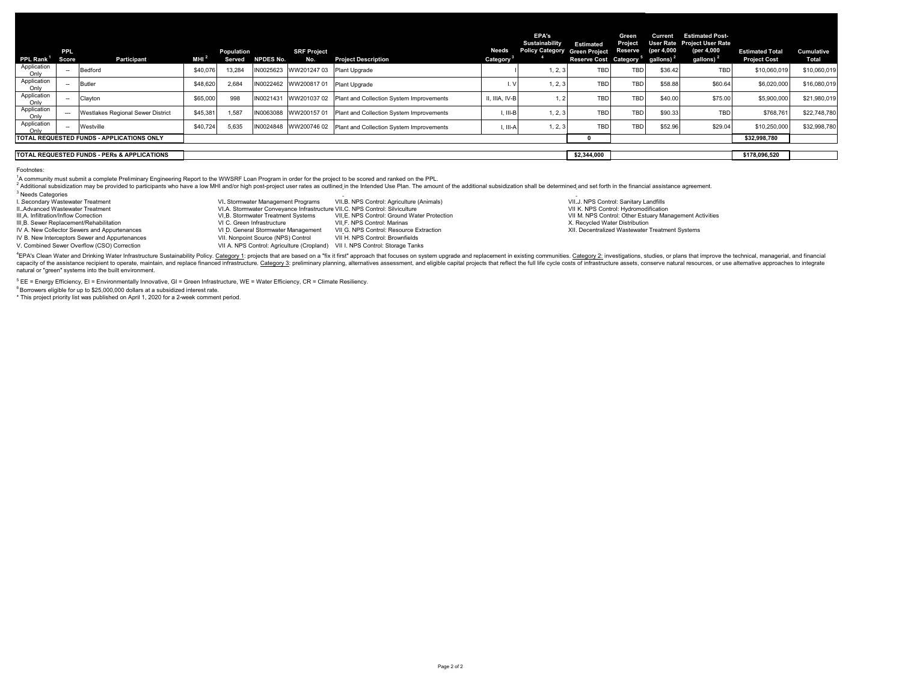| PPL Rank [1] | PPL Score | Participant | MHI [2] | Population Served | NPDES No. | SRF Project No. | Project Description | Needs Category [3] | EPA's Sustainability Policy Category [4] | Estimated Green Project Reserve Cost | Green Project Reserve Category [5] | Current User Rate (per 4,000 gallons) [2] | Estimated Post-Project User Rate (per 4,000 gallons) [2] | Estimated Total Project Cost | Cumulative Total |
|---|---|---|---|---|---|---|---|---|---|---|---|---|---|---|---|
| Application Only | -- | Bedford | $40,076 | 13,284 | IN0025623 | WW201247 03 | Plant Upgrade | I | 1, 2, 3 | TBD | TBD | $36.42 | TBD | $10,060,019 | $10,060,019 |
| Application Only | -- | Butler | $48,620 | 2,684 | IN0022462 | WW200817 01 | Plant Upgrade | I. V | 1, 2, 3 | TBD | TBD | $58.88 | $60.64 | $6,020,000 | $16,080,019 |
| Application Only | -- | Clayton | $65,000 | 998 | IN0021431 | WW201037 02 | Plant and Collection System Improvements | II, IIIA, IV-B | 1, 2 | TBD | TBD | $40.00 | $75.00 | $5,900,000 | $21,980,019 |
| Application Only | --- | Westlakes Regional Sewer District | $45,381 | 1,587 | IN0063088 | WW200157 01 | Plant and Collection System Improvements | I, III-B | 1, 2, 3 | TBD | TBD | $90.33 | TBD | $768,761 | $22,748,780 |
| Application Only | -- | Westville | $40,724 | 5,635 | IN0024848 | WW200746 02 | Plant and Collection System Improvements | I, III-A | 1, 2, 3 | TBD | TBD | $52.96 | $29.04 | $10,250,000 | $32,998,780 |
| **TOTAL REQUESTED FUNDS - APPLICATIONS ONLY** | | | | | | | | | | **0** | | | | **$32,998,780** | |
| **TOTAL REQUESTED FUNDS - PERs & APPLICATIONS** | | | | | | | | | | **$2,344,000** | | | | **$178,096,520** | |

Footnotes:

[1] A community must submit a complete Preliminary Engineering Report to the WWSRF Loan Program in order for the project to be scored and ranked on the PPL.

[2] Additional subsidization may be provided to participants who have a low MHI and/or high post-project user rates as outlined in the Intended Use Plan. The amount of the additional subsidization shall be determined and set forth in the financial assistance agreement.

[3] Needs Categories

- I. Secondary Wastewater Treatment
- II. Advanced Wastewater Treatment
- III.A. Infiltration/Inflow Correction
- III.B. Sewer Replacement/Rehabilitation
- IV A. New Collector Sewers and Appurtenances
- IV B. New Interceptors Sewer and Appurtenances
- V. Combined Sewer Overflow (CSO) Correction
- VI. Stormwater Management Programs
- VI.A. Stormwater Conveyance Infrastructure
- VI.B. Stormwater Treatment Systems
- VI C. Green Infrastructure
- VI D. General Stormwater Management
- VII. Nonpoint Source (NPS) Control
- VII A. NPS Control: Agriculture (Cropland)
- VII.B. NPS Control: Agriculture (Animals)
- VII.C. NPS Control: Silviculture
- VII.E. NPS Control: Ground Water Protection
- VII.F. NPS Control: Marinas
- VII.G. NPS Control: Resource Extraction
- VII H. NPS Control: Brownfields
- VII I. NPS Control: Storage Tanks
- VII.J. NPS Control: Sanitary Landfills
- VII K. NPS Control: Hydromodification
- VII M. NPS Control: Other Estuary Management Activities
- X. Recycled Water Distribution
- XII. Decentralized Wastewater Treatment Systems

[4] EPA's Clean Water and Drinking Water Infrastructure Sustainability Policy. Category 1: projects that are based on a "fix it first" approach that focuses on system upgrade and replacement in existing communities. Category 2: investigations, studies, or plans that improve the technical, managerial, and financial capacity of the assistance recipient to operate, maintain, and replace financed infrastructure. Category 3: preliminary planning, alternatives assessment, and eligible capital projects that reflect the full life cycle costs of infrastructure assets, conserve natural resources, or use alternative approaches to integrate natural or "green" systems into the built environment.

[5] EE = Energy Efficiency, EI = Environmentally Innovative, GI = Green Infrastructure, WE = Water Efficiency, CR = Climate Resiliency.

[6] Borrowers eligible for up to $25,000,000 dollars at a subsidized interest rate.

* This project priority list was published on April 1, 2020 for a 2-week comment period.